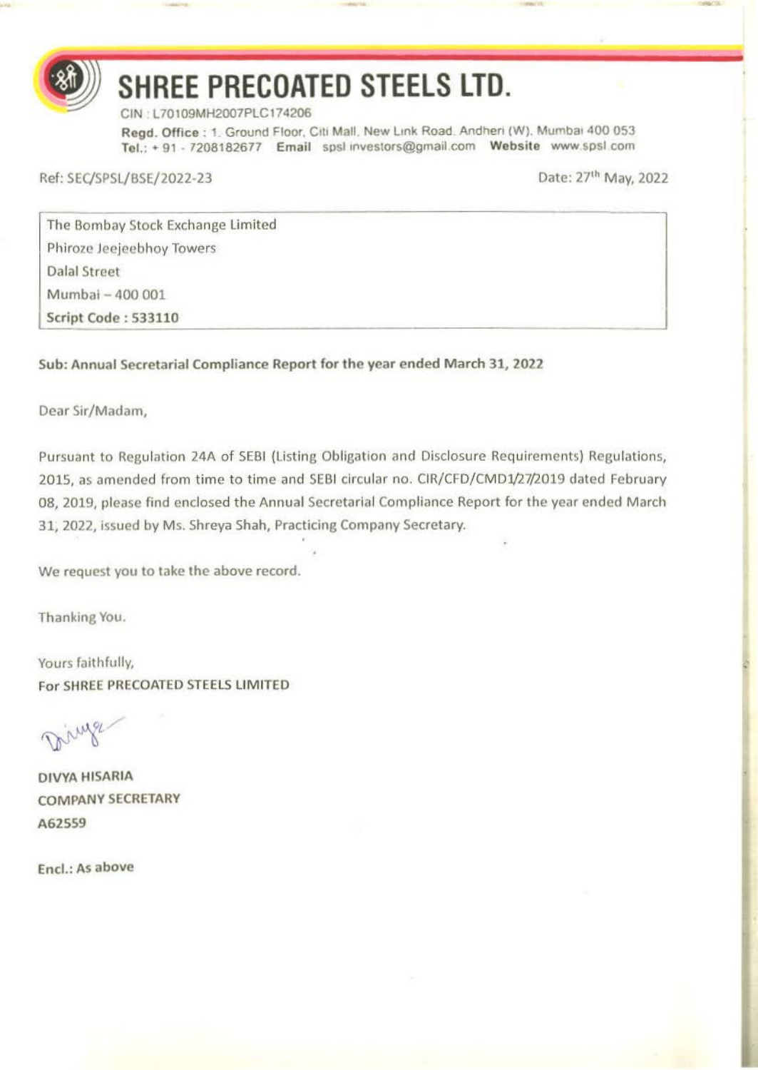# SHREE PRECOATED STEELS LTD.

CIN : L70109MH2007PLC174206

**Regd. Office** : 1, Ground Floor, Citi Mall, New Link Road, Andheri (W), Mumbai 400 053
**Tel.**: + 91 - 7208182677 **Email** spsl.investors@gmail.com **Website** www.spsl.com

Ref: SEC/SPSL/BSE/2022-23

Date: 27th May, 2022

The Bombay Stock Exchange Limited
Phiroze Jeejeebhoy Towers
Dalal Street
Mumbai – 400 001
**Script Code : 533110**

**Sub: Annual Secretarial Compliance Report for the year ended March 31, 2022**

Dear Sir/Madam,

Pursuant to Regulation 24A of SEBI (Listing Obligation and Disclosure Requirements) Regulations, 2015, as amended from time to time and SEBI circular no. CIR/CFD/CMD1/27/2019 dated February 08, 2019, please find enclosed the Annual Secretarial Compliance Report for the year ended March 31, 2022, issued by Ms. Shreya Shah, Practicing Company Secretary.

We request you to take the above record.

Thanking You.

Yours faithfully,
**For SHREE PRECOATED STEELS LIMITED**

**DIVYA HISARIA**
**COMPANY SECRETARY**
**A62559**

**Encl.: As above**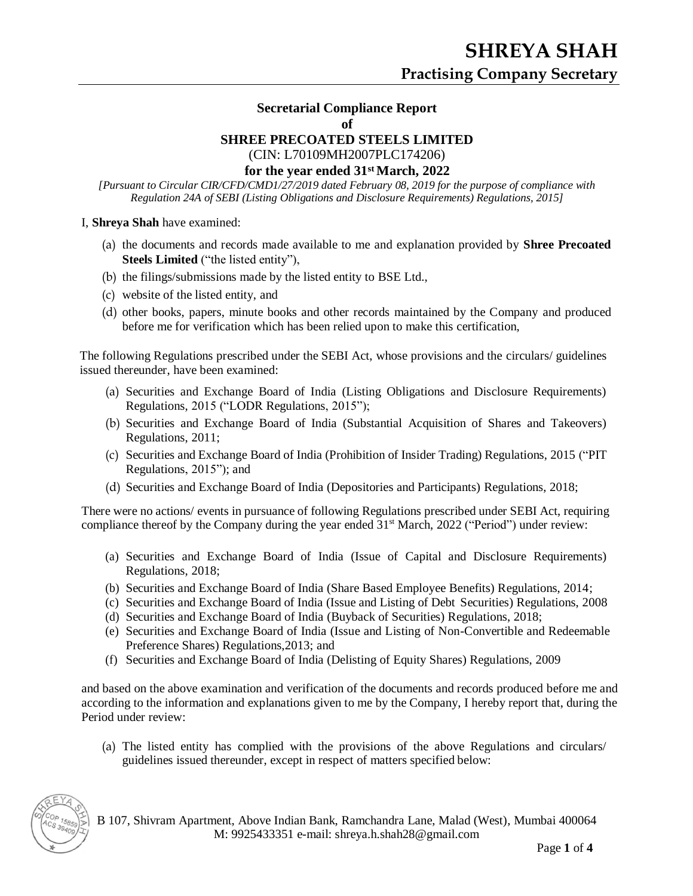# Secretarial Compliance Report
## of
## SHREE PRECOATED STEELS LIMITED
(CIN: L70109MH2007PLC174206)

**for the year ended 31st March, 2022**

*[Pursuant to Circular CIR/CFD/CMD1/27/2019 dated February 08, 2019 for the purpose of compliance with Regulation 24A of SEBI (Listing Obligations and Disclosure Requirements) Regulations, 2015]*

I, **Shreya Shah** have examined:

(a) the documents and records made available to me and explanation provided by **Shree Precoated Steels Limited** ("the listed entity"),

(b) the filings/submissions made by the listed entity to BSE Ltd.,

(c) website of the listed entity, and

(d) other books, papers, minute books and other records maintained by the Company and produced before me for verification which has been relied upon to make this certification,

The following Regulations prescribed under the SEBI Act, whose provisions and the circulars/ guidelines issued thereunder, have been examined:

(a) Securities and Exchange Board of India (Listing Obligations and Disclosure Requirements) Regulations, 2015 ("LODR Regulations, 2015");

(b) Securities and Exchange Board of India (Substantial Acquisition of Shares and Takeovers) Regulations, 2011;

(c) Securities and Exchange Board of India (Prohibition of Insider Trading) Regulations, 2015 ("PIT Regulations, 2015"); and

(d) Securities and Exchange Board of India (Depositories and Participants) Regulations, 2018;

There were no actions/ events in pursuance of following Regulations prescribed under SEBI Act, requiring compliance thereof by the Company during the year ended 31st March, 2022 ("Period") under review:

(a) Securities and Exchange Board of India (Issue of Capital and Disclosure Requirements) Regulations, 2018;

(b) Securities and Exchange Board of India (Share Based Employee Benefits) Regulations, 2014;

(c) Securities and Exchange Board of India (Issue and Listing of Debt Securities) Regulations, 2008

(d) Securities and Exchange Board of India (Buyback of Securities) Regulations, 2018;

(e) Securities and Exchange Board of India (Issue and Listing of Non-Convertible and Redeemable Preference Shares) Regulations,2013; and

(f) Securities and Exchange Board of India (Delisting of Equity Shares) Regulations, 2009

and based on the above examination and verification of the documents and records produced before me and according to the information and explanations given to me by the Company, I hereby report that, during the Period under review:

(a) The listed entity has complied with the provisions of the above Regulations and circulars/ guidelines issued thereunder, except in respect of matters specified below: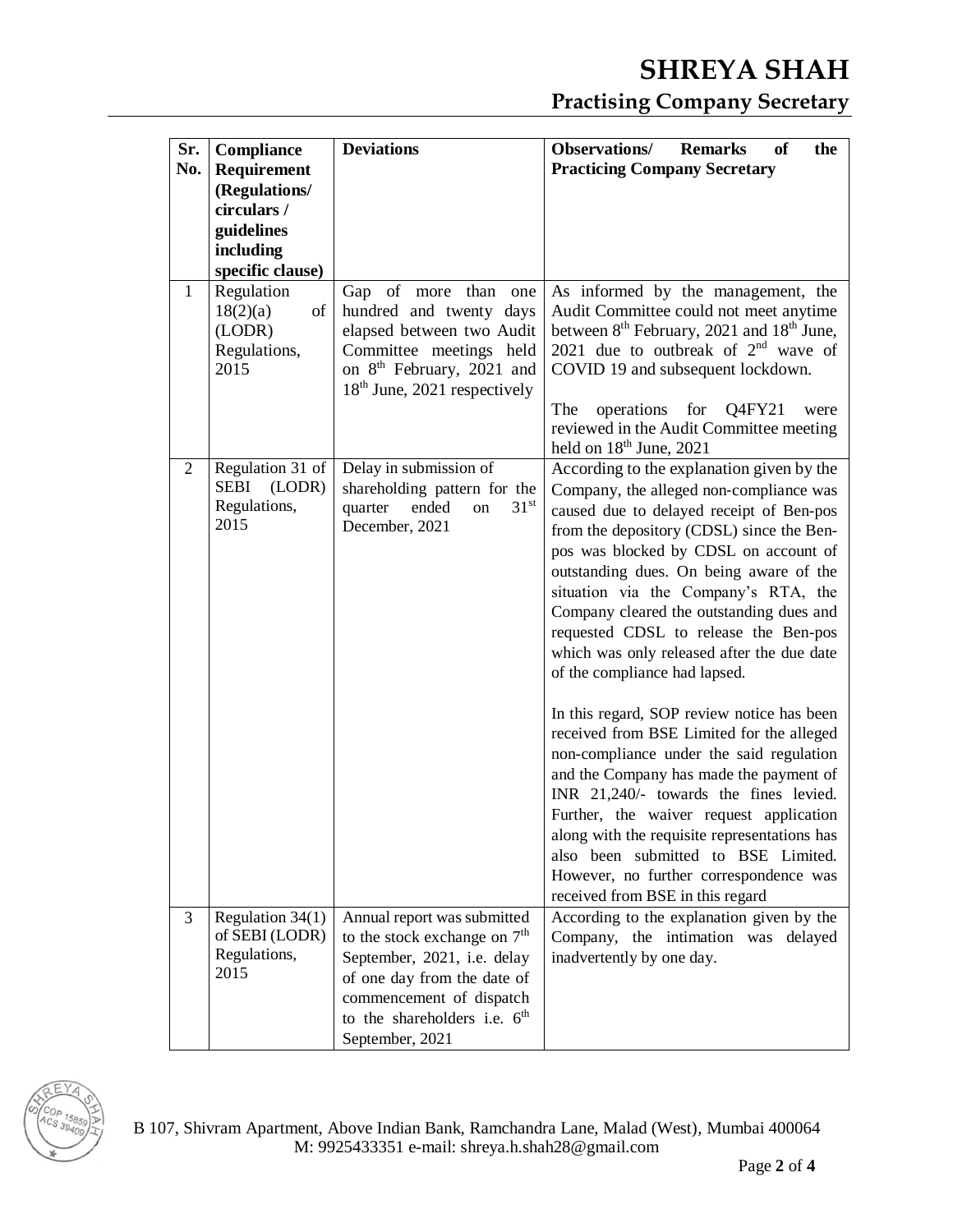| Sr. No. | Compliance Requirement (Regulations/ circulars / guidelines including specific clause) | Deviations | Observations/ Remarks of the Practicing Company Secretary |
|---|---|---|---|
| 1 | Regulation 18(2)(a) of (LODR) Regulations, 2015 | Gap of more than one hundred and twenty days elapsed between two Audit Committee meetings held on 8th February, 2021 and 18th June, 2021 respectively | As informed by the management, the Audit Committee could not meet anytime between 8th February, 2021 and 18th June, 2021 due to outbreak of 2nd wave of COVID 19 and subsequent lockdown.<br><br>The operations for Q4FY21 were reviewed in the Audit Committee meeting held on 18th June, 2021 |
| 2 | Regulation 31 of SEBI (LODR) Regulations, 2015 | Delay in submission of shareholding pattern for the quarter ended on 31st December, 2021 | According to the explanation given by the Company, the alleged non-compliance was caused due to delayed receipt of Ben-pos from the depository (CDSL) since the Ben-pos was blocked by CDSL on account of outstanding dues. On being aware of the situation via the Company's RTA, the Company cleared the outstanding dues and requested CDSL to release the Ben-pos which was only released after the due date of the compliance had lapsed.<br><br>In this regard, SOP review notice has been received from BSE Limited for the alleged non-compliance under the said regulation and the Company has made the payment of INR 21,240/- towards the fines levied. Further, the waiver request application along with the requisite representations has also been submitted to BSE Limited. However, no further correspondence was received from BSE in this regard |
| 3 | Regulation 34(1) of SEBI (LODR) Regulations, 2015 | Annual report was submitted to the stock exchange on 7th September, 2021, i.e. delay of one day from the date of commencement of dispatch to the shareholders i.e. 6th September, 2021 | According to the explanation given by the Company, the intimation was delayed inadvertently by one day. |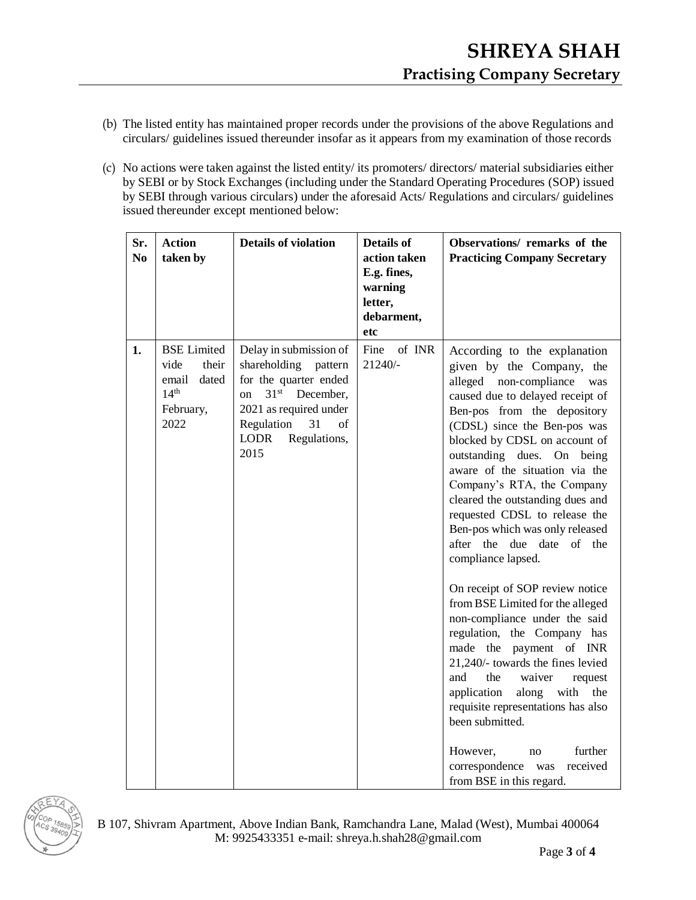(b) The listed entity has maintained proper records under the provisions of the above Regulations and circulars/ guidelines issued thereunder insofar as it appears from my examination of those records

(c) No actions were taken against the listed entity/ its promoters/ directors/ material subsidiaries either by SEBI or by Stock Exchanges (including under the Standard Operating Procedures (SOP) issued by SEBI through various circulars) under the aforesaid Acts/ Regulations and circulars/ guidelines issued thereunder except mentioned below:

| Sr. No | Action taken by | Details of violation | Details of action taken E.g. fines, warning letter, debarment, etc | Observations/ remarks of the Practicing Company Secretary |
|---|---|---|---|---|
| 1. | BSE Limited vide their email dated 14th February, 2022 | Delay in submission of shareholding pattern for the quarter ended on 31st December, 2021 as required under Regulation 31 of LODR Regulations, 2015 | Fine of INR 21240/- | According to the explanation given by the Company, the alleged non-compliance was caused due to delayed receipt of Ben-pos from the depository (CDSL) since the Ben-pos was blocked by CDSL on account of outstanding dues. On being aware of the situation via the Company's RTA, the Company cleared the outstanding dues and requested CDSL to release the Ben-pos which was only released after the due date of the compliance lapsed.<br><br>On receipt of SOP review notice from BSE Limited for the alleged non-compliance under the said regulation, the Company has made the payment of INR 21,240/- towards the fines levied and the waiver request application along with the requisite representations has also been submitted.<br><br>However, no further correspondence was received from BSE in this regard. |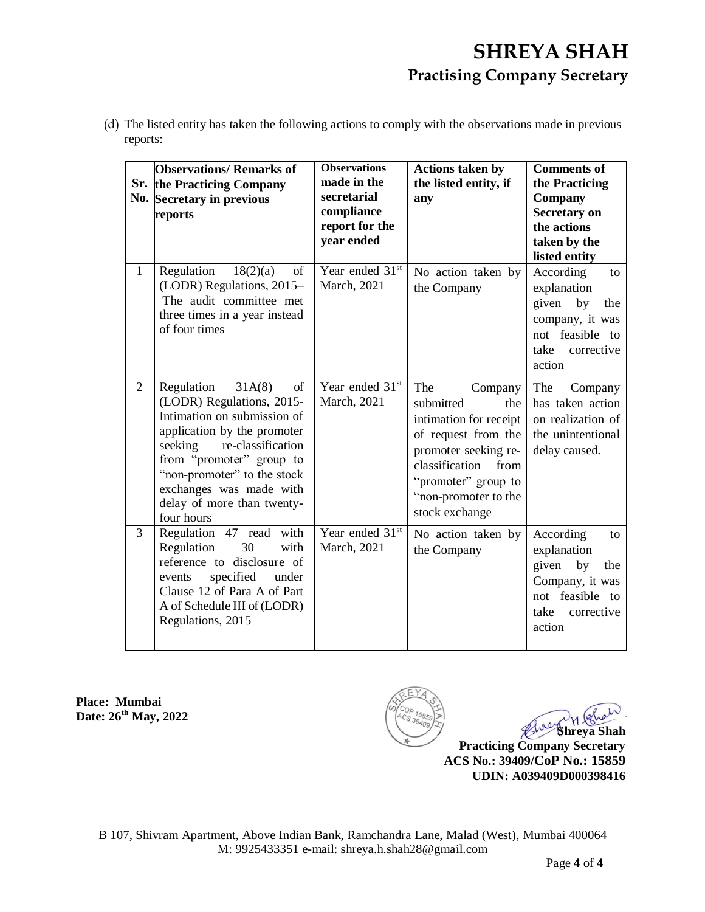(d) The listed entity has taken the following actions to comply with the observations made in previous reports:

| Sr. No. | Observations/ Remarks of the Practicing Company Secretary in previous reports | Observations made in the secretarial compliance report for the year ended | Actions taken by the listed entity, if any | Comments of the Practicing Company Secretary on the actions taken by the listed entity |
|---|---|---|---|---|
| 1 | Regulation 18(2)(a) of (LODR) Regulations, 2015– The audit committee met three times in a year instead of four times | Year ended 31st March, 2021 | No action taken by the Company | According to explanation given by the company, it was not feasible to take corrective action |
| 2 | Regulation 31A(8) of (LODR) Regulations, 2015- Intimation on submission of application by the promoter seeking re-classification from "promoter" group to "non-promoter" to the stock exchanges was made with delay of more than twenty-four hours | Year ended 31st March, 2021 | The Company submitted the intimation for receipt of request from the promoter seeking re-classification from "promoter" group to "non-promoter to the stock exchange | The Company has taken action on realization of the unintentional delay caused. |
| 3 | Regulation 47 read with Regulation 30 with reference to disclosure of events specified under Clause 12 of Para A of Part A of Schedule III of (LODR) Regulations, 2015 | Year ended 31st March, 2021 | No action taken by the Company | According to explanation given by the Company, it was not feasible to take corrective action |

**Place: Mumbai**
**Date: 26th May, 2022**

**Shreya Shah**
**Practicing Company Secretary**
**ACS No.: 39409/CoP No.: 15859**
**UDIN: A039409D000398416**